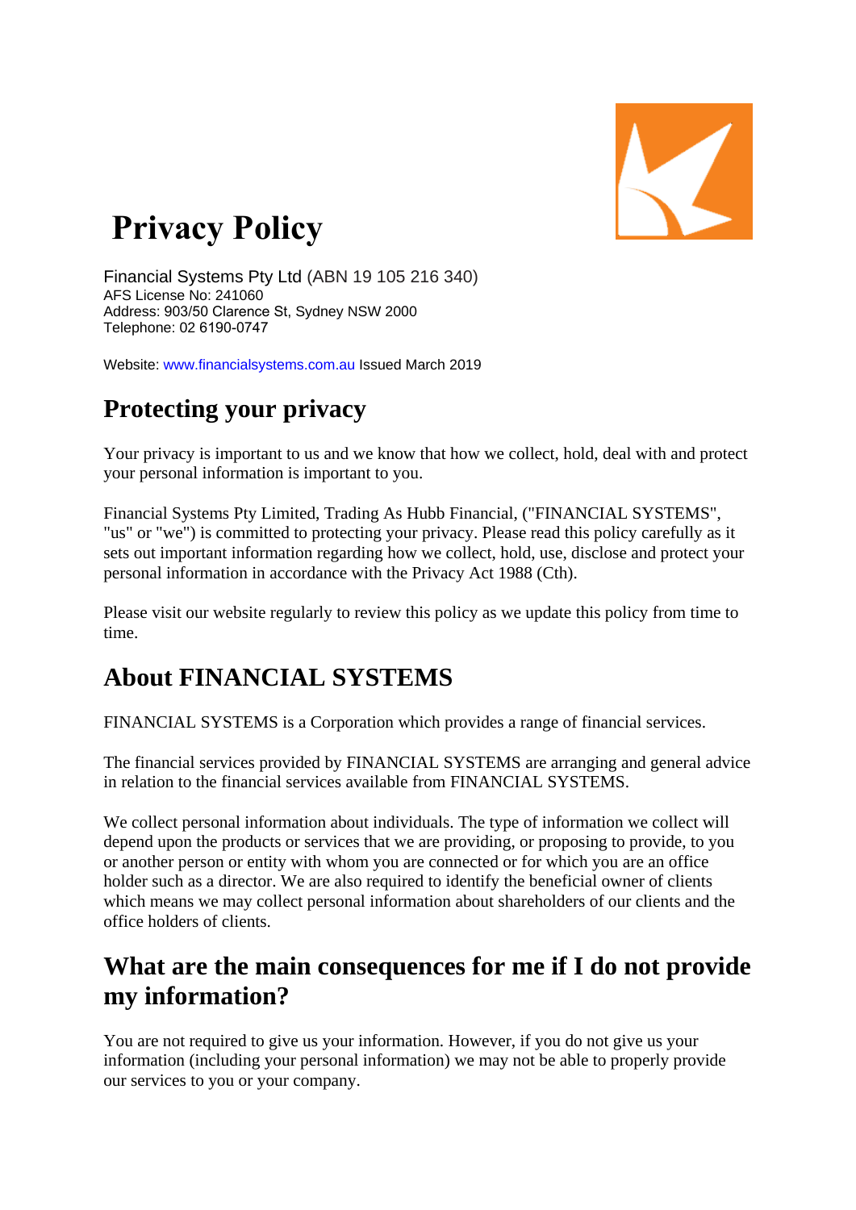# Privacy Policy

Financial Systems Pty Ltd (ABN 19 105 216 340)
AFS License No: 241060
Address: 903/50 Clarence St, Sydney NSW 2000
Telephone: 02 6190-0747

Website: www.financialsystems.com.au Issued March 2019

## Protecting your privacy

Your privacy is important to us and we know that how we collect, hold, deal with and protect your personal information is important to you.

Financial Systems Pty Limited, Trading As Hubb Financial, ("FINANCIAL SYSTEMS", "us" or "we") is committed to protecting your privacy. Please read this policy carefully as it sets out important information regarding how we collect, hold, use, disclose and protect your personal information in accordance with the Privacy Act 1988 (Cth).

Please visit our website regularly to review this policy as we update this policy from time to time.

## About FINANCIAL SYSTEMS

FINANCIAL SYSTEMS is a Corporation which provides a range of financial services.

The financial services provided by FINANCIAL SYSTEMS are arranging and general advice in relation to the financial services available from FINANCIAL SYSTEMS.

We collect personal information about individuals. The type of information we collect will depend upon the products or services that we are providing, or proposing to provide, to you or another person or entity with whom you are connected or for which you are an office holder such as a director. We are also required to identify the beneficial owner of clients which means we may collect personal information about shareholders of our clients and the office holders of clients.

## What are the main consequences for me if I do not provide my information?

You are not required to give us your information. However, if you do not give us your information (including your personal information) we may not be able to properly provide our services to you or your company.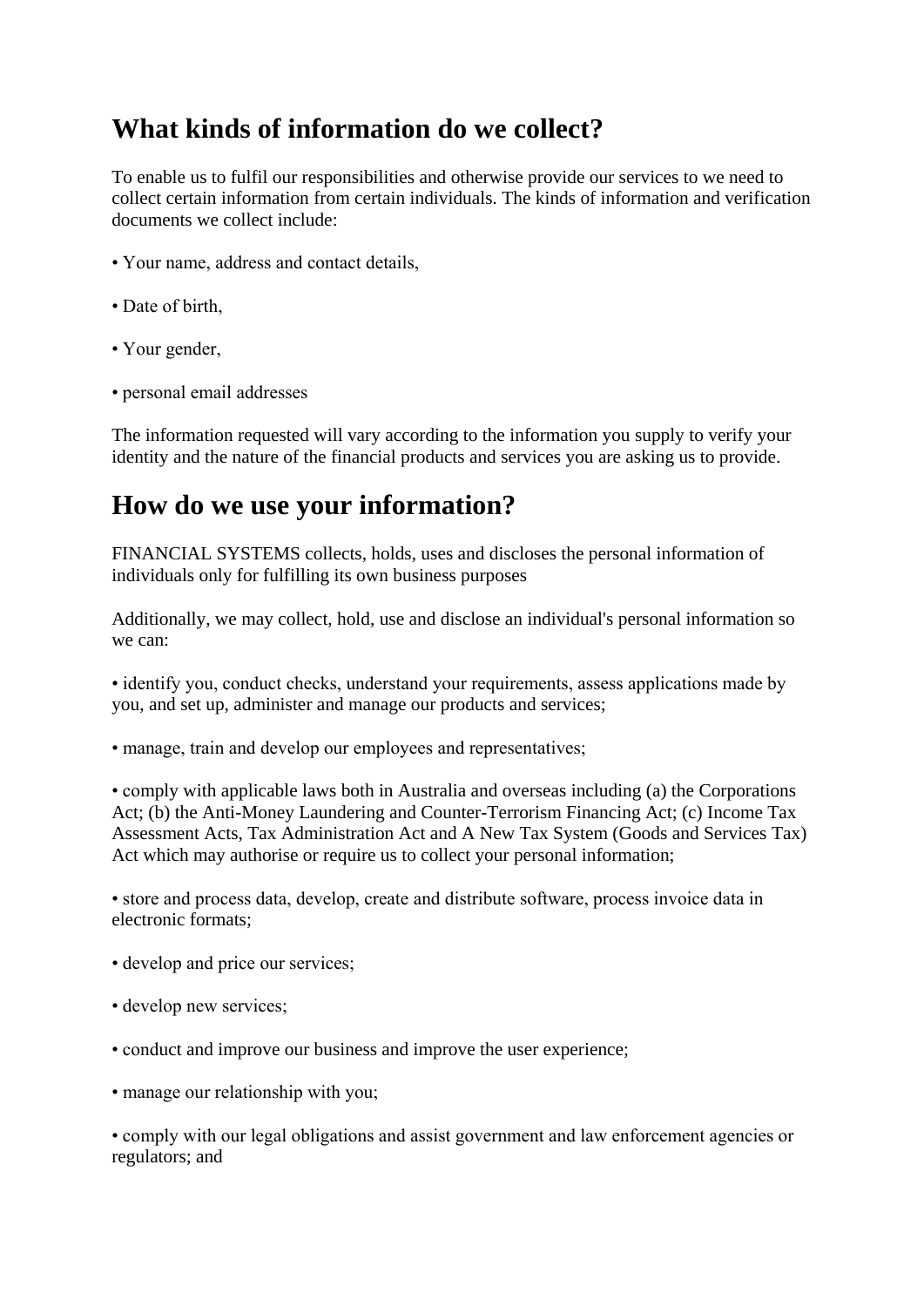## What kinds of information do we collect?

To enable us to fulfil our responsibilities and otherwise provide our services to we need to collect certain information from certain individuals. The kinds of information and verification documents we collect include:

• Your name, address and contact details,

• Date of birth,

• Your gender,

• personal email addresses

The information requested will vary according to the information you supply to verify your identity and the nature of the financial products and services you are asking us to provide.

## How do we use your information?

FINANCIAL SYSTEMS collects, holds, uses and discloses the personal information of individuals only for fulfilling its own business purposes

Additionally, we may collect, hold, use and disclose an individual's personal information so we can:

• identify you, conduct checks, understand your requirements, assess applications made by you, and set up, administer and manage our products and services;

• manage, train and develop our employees and representatives;

• comply with applicable laws both in Australia and overseas including (a) the Corporations Act; (b) the Anti-Money Laundering and Counter-Terrorism Financing Act; (c) Income Tax Assessment Acts, Tax Administration Act and A New Tax System (Goods and Services Tax) Act which may authorise or require us to collect your personal information;

• store and process data, develop, create and distribute software, process invoice data in electronic formats;

• develop and price our services;

• develop new services;

• conduct and improve our business and improve the user experience;

• manage our relationship with you;

• comply with our legal obligations and assist government and law enforcement agencies or regulators; and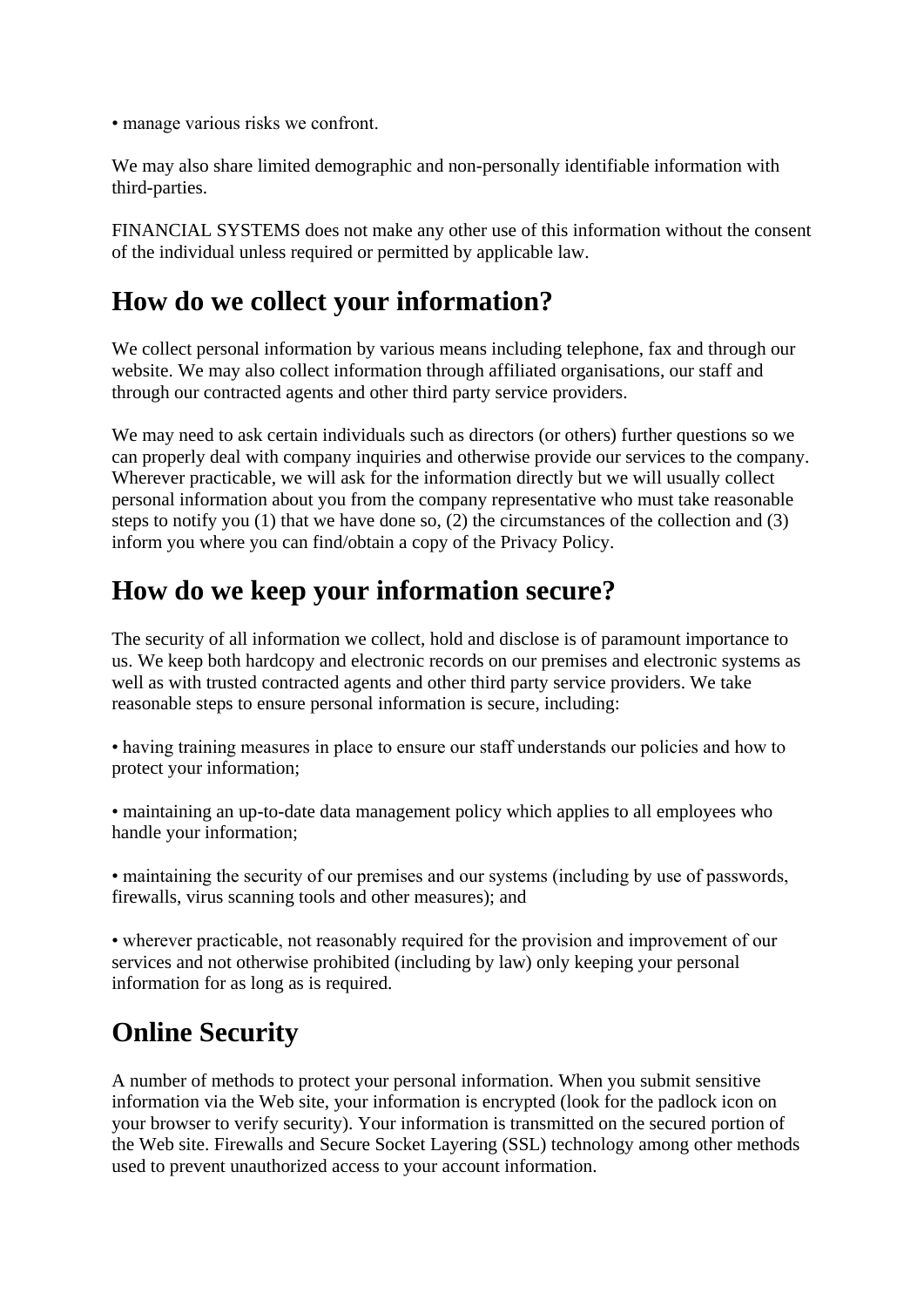- manage various risks we confront.

We may also share limited demographic and non-personally identifiable information with third-parties.

FINANCIAL SYSTEMS does not make any other use of this information without the consent of the individual unless required or permitted by applicable law.

## How do we collect your information?

We collect personal information by various means including telephone, fax and through our website. We may also collect information through affiliated organisations, our staff and through our contracted agents and other third party service providers.

We may need to ask certain individuals such as directors (or others) further questions so we can properly deal with company inquiries and otherwise provide our services to the company. Wherever practicable, we will ask for the information directly but we will usually collect personal information about you from the company representative who must take reasonable steps to notify you (1) that we have done so, (2) the circumstances of the collection and (3) inform you where you can find/obtain a copy of the Privacy Policy.

## How do we keep your information secure?

The security of all information we collect, hold and disclose is of paramount importance to us. We keep both hardcopy and electronic records on our premises and electronic systems as well as with trusted contracted agents and other third party service providers. We take reasonable steps to ensure personal information is secure, including:

- having training measures in place to ensure our staff understands our policies and how to protect your information;

- maintaining an up-to-date data management policy which applies to all employees who handle your information;

- maintaining the security of our premises and our systems (including by use of passwords, firewalls, virus scanning tools and other measures); and

- wherever practicable, not reasonably required for the provision and improvement of our services and not otherwise prohibited (including by law) only keeping your personal information for as long as is required.

## Online Security

A number of methods to protect your personal information. When you submit sensitive information via the Web site, your information is encrypted (look for the padlock icon on your browser to verify security). Your information is transmitted on the secured portion of the Web site. Firewalls and Secure Socket Layering (SSL) technology among other methods used to prevent unauthorized access to your account information.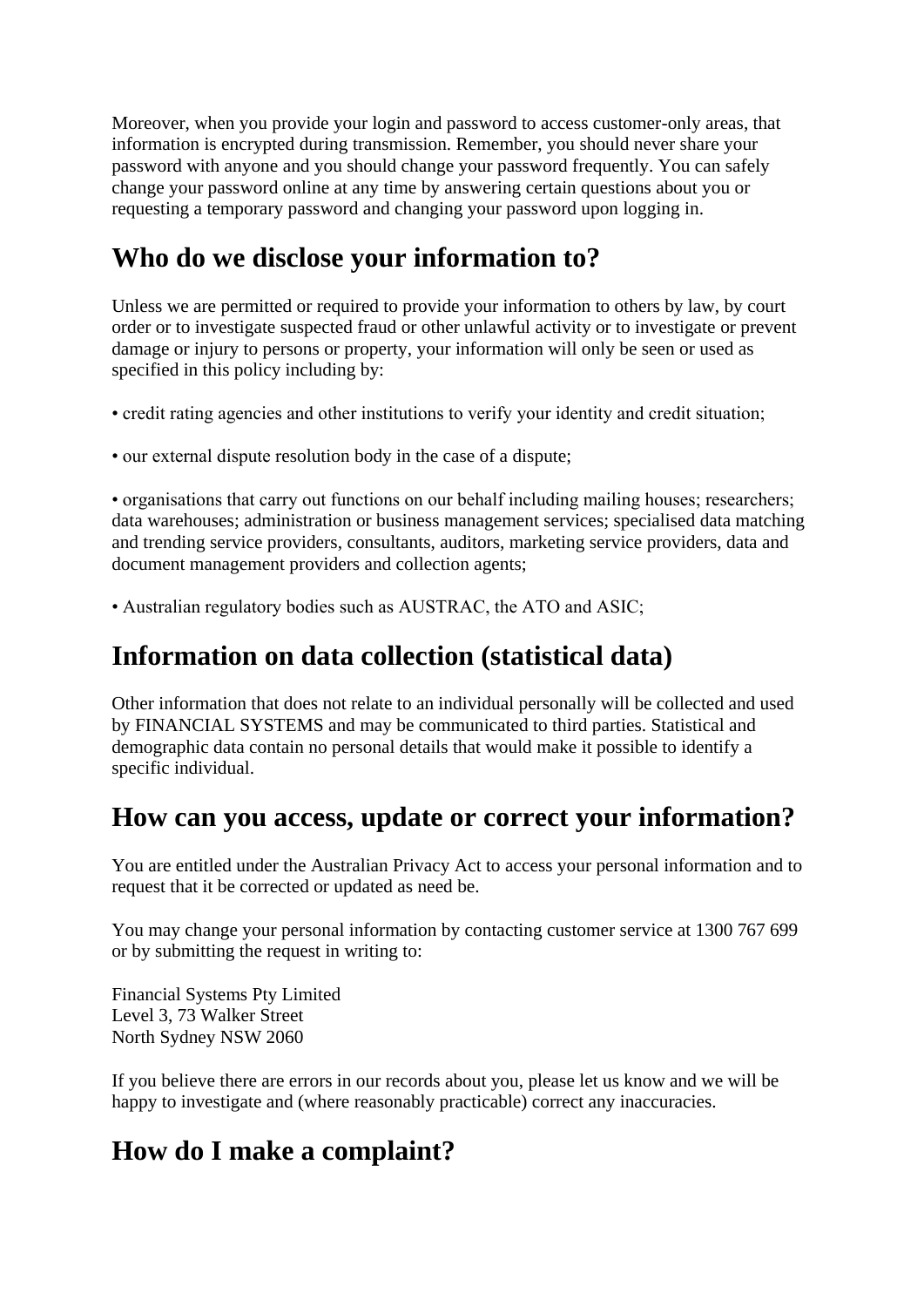Moreover, when you provide your login and password to access customer-only areas, that information is encrypted during transmission. Remember, you should never share your password with anyone and you should change your password frequently. You can safely change your password online at any time by answering certain questions about you or requesting a temporary password and changing your password upon logging in.

## Who do we disclose your information to?

Unless we are permitted or required to provide your information to others by law, by court order or to investigate suspected fraud or other unlawful activity or to investigate or prevent damage or injury to persons or property, your information will only be seen or used as specified in this policy including by:

• credit rating agencies and other institutions to verify your identity and credit situation;

• our external dispute resolution body in the case of a dispute;

• organisations that carry out functions on our behalf including mailing houses; researchers; data warehouses; administration or business management services; specialised data matching and trending service providers, consultants, auditors, marketing service providers, data and document management providers and collection agents;

• Australian regulatory bodies such as AUSTRAC, the ATO and ASIC;

## Information on data collection (statistical data)

Other information that does not relate to an individual personally will be collected and used by FINANCIAL SYSTEMS and may be communicated to third parties. Statistical and demographic data contain no personal details that would make it possible to identify a specific individual.

## How can you access, update or correct your information?

You are entitled under the Australian Privacy Act to access your personal information and to request that it be corrected or updated as need be.

You may change your personal information by contacting customer service at 1300 767 699 or by submitting the request in writing to:

Financial Systems Pty Limited
Level 3, 73 Walker Street
North Sydney NSW 2060

If you believe there are errors in our records about you, please let us know and we will be happy to investigate and (where reasonably practicable) correct any inaccuracies.

## How do I make a complaint?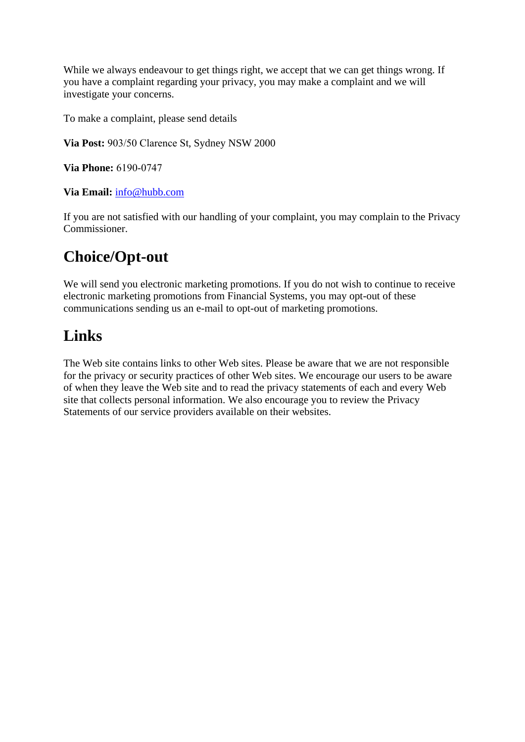While we always endeavour to get things right, we accept that we can get things wrong. If you have a complaint regarding your privacy, you may make a complaint and we will investigate your concerns.

To make a complaint, please send details

**Via Post:** 903/50 Clarence St, Sydney NSW 2000

**Via Phone:** 6190-0747

**Via Email:** info@hubb.com

If you are not satisfied with our handling of your complaint, you may complain to the Privacy Commissioner.

## Choice/Opt-out

We will send you electronic marketing promotions. If you do not wish to continue to receive electronic marketing promotions from Financial Systems, you may opt-out of these communications sending us an e-mail to opt-out of marketing promotions.

## Links

The Web site contains links to other Web sites. Please be aware that we are not responsible for the privacy or security practices of other Web sites. We encourage our users to be aware of when they leave the Web site and to read the privacy statements of each and every Web site that collects personal information. We also encourage you to review the Privacy Statements of our service providers available on their websites.